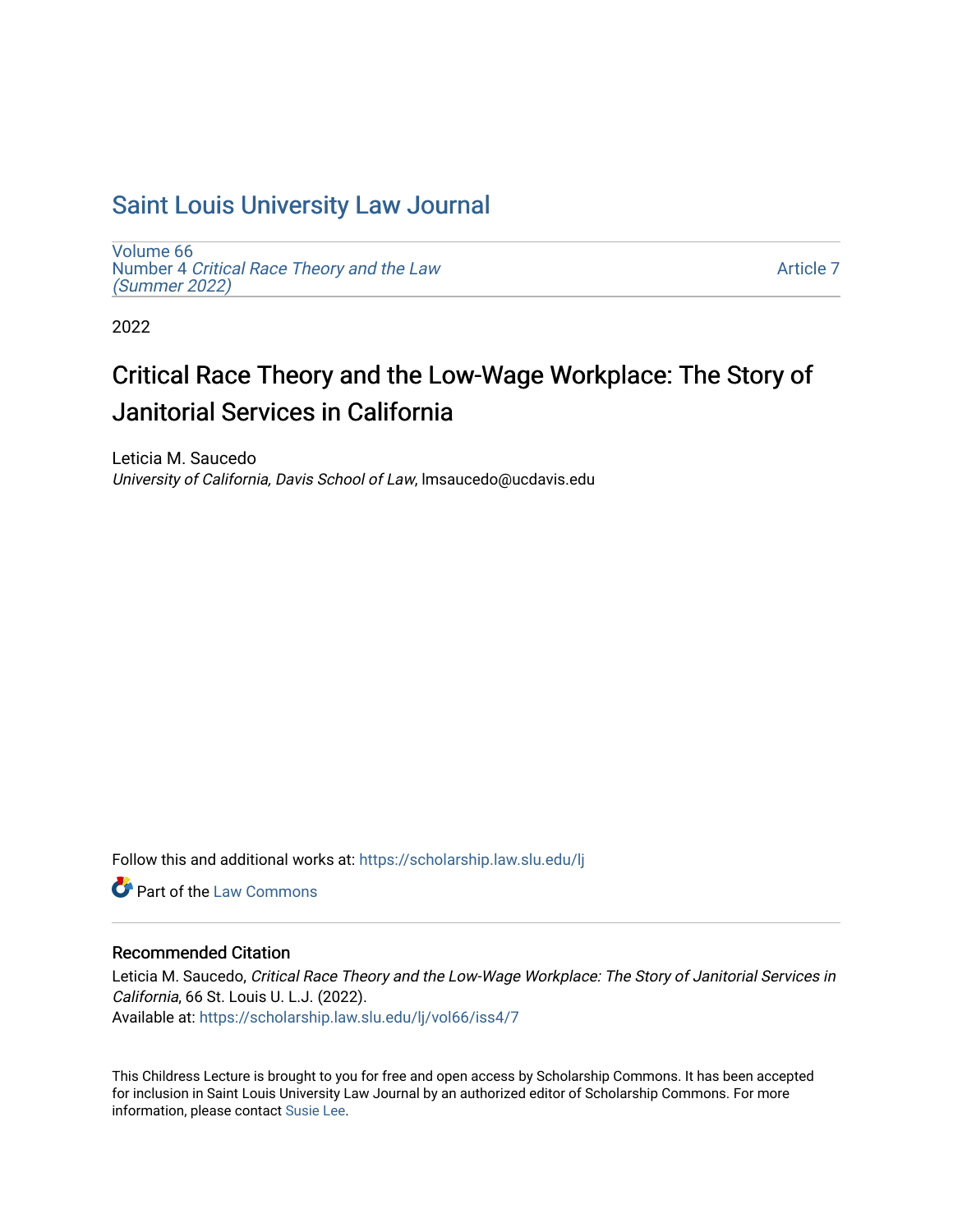# Saint Louis University Law Journal

Volume 66
Number 4 *Critical Race Theory and the Law (Summer 2022)*

Article 7

2022

## Critical Race Theory and the Low-Wage Workplace: The Story of Janitorial Services in California

Leticia M. Saucedo
*University of California, Davis School of Law*, lmsaucedo@ucdavis.edu

Follow this and additional works at: https://scholarship.law.slu.edu/lj

Part of the Law Commons

### Recommended Citation

Leticia M. Saucedo, *Critical Race Theory and the Low-Wage Workplace: The Story of Janitorial Services in California*, 66 St. Louis U. L.J. (2022).
Available at: https://scholarship.law.slu.edu/lj/vol66/iss4/7

This Childress Lecture is brought to you for free and open access by Scholarship Commons. It has been accepted for inclusion in Saint Louis University Law Journal by an authorized editor of Scholarship Commons. For more information, please contact Susie Lee.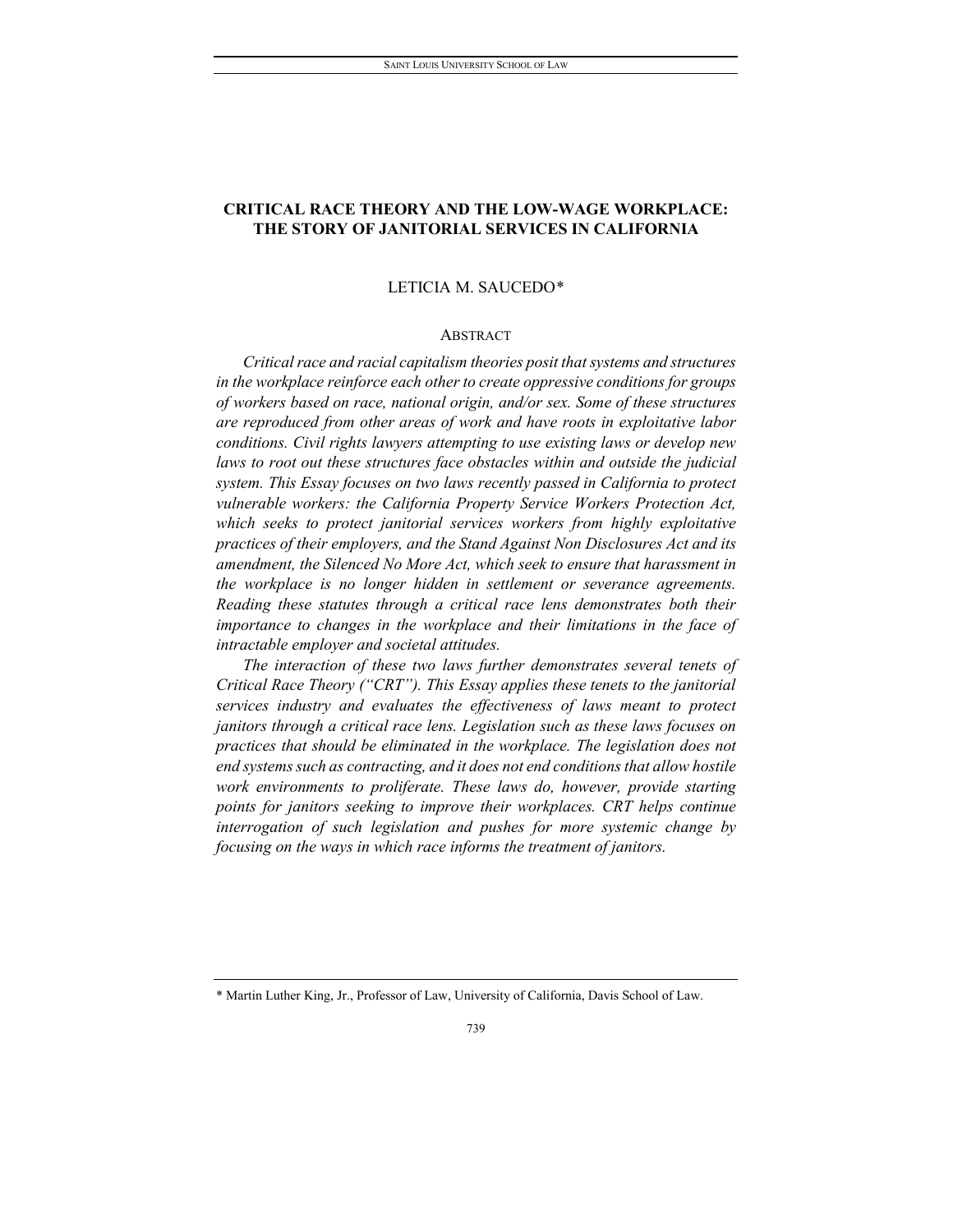# CRITICAL RACE THEORY AND THE LOW-WAGE WORKPLACE: THE STORY OF JANITORIAL SERVICES IN CALIFORNIA

LETICIA M. SAUCEDO*

## ABSTRACT

*Critical race and racial capitalism theories posit that systems and structures in the workplace reinforce each other to create oppressive conditions for groups of workers based on race, national origin, and/or sex. Some of these structures are reproduced from other areas of work and have roots in exploitative labor conditions. Civil rights lawyers attempting to use existing laws or develop new laws to root out these structures face obstacles within and outside the judicial system. This Essay focuses on two laws recently passed in California to protect vulnerable workers: the California Property Service Workers Protection Act, which seeks to protect janitorial services workers from highly exploitative practices of their employers, and the Stand Against Non Disclosures Act and its amendment, the Silenced No More Act, which seek to ensure that harassment in the workplace is no longer hidden in settlement or severance agreements. Reading these statutes through a critical race lens demonstrates both their importance to changes in the workplace and their limitations in the face of intractable employer and societal attitudes.*

*The interaction of these two laws further demonstrates several tenets of Critical Race Theory ("CRT"). This Essay applies these tenets to the janitorial services industry and evaluates the effectiveness of laws meant to protect janitors through a critical race lens. Legislation such as these laws focuses on practices that should be eliminated in the workplace. The legislation does not end systems such as contracting, and it does not end conditions that allow hostile work environments to proliferate. These laws do, however, provide starting points for janitors seeking to improve their workplaces. CRT helps continue interrogation of such legislation and pushes for more systemic change by focusing on the ways in which race informs the treatment of janitors.*

---

\* Martin Luther King, Jr., Professor of Law, University of California, Davis School of Law.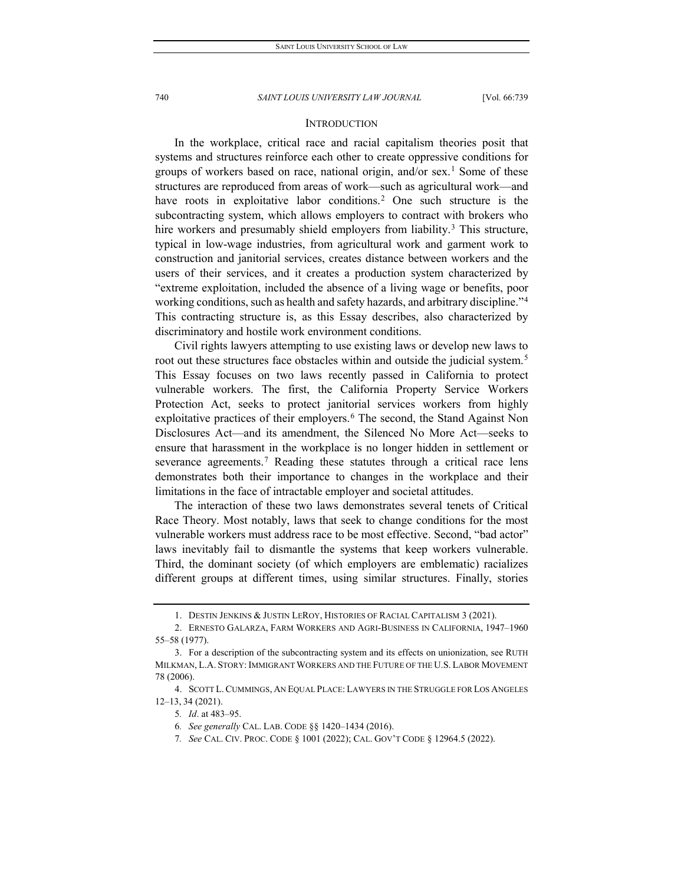## INTRODUCTION

In the workplace, critical race and racial capitalism theories posit that systems and structures reinforce each other to create oppressive conditions for groups of workers based on race, national origin, and/or sex.[1] Some of these structures are reproduced from areas of work—such as agricultural work—and have roots in exploitative labor conditions.[2] One such structure is the subcontracting system, which allows employers to contract with brokers who hire workers and presumably shield employers from liability.[3] This structure, typical in low-wage industries, from agricultural work and garment work to construction and janitorial services, creates distance between workers and the users of their services, and it creates a production system characterized by "extreme exploitation, included the absence of a living wage or benefits, poor working conditions, such as health and safety hazards, and arbitrary discipline."[4] This contracting structure is, as this Essay describes, also characterized by discriminatory and hostile work environment conditions.

Civil rights lawyers attempting to use existing laws or develop new laws to root out these structures face obstacles within and outside the judicial system.[5] This Essay focuses on two laws recently passed in California to protect vulnerable workers. The first, the California Property Service Workers Protection Act, seeks to protect janitorial services workers from highly exploitative practices of their employers.[6] The second, the Stand Against Non Disclosures Act—and its amendment, the Silenced No More Act—seeks to ensure that harassment in the workplace is no longer hidden in settlement or severance agreements.[7] Reading these statutes through a critical race lens demonstrates both their importance to changes in the workplace and their limitations in the face of intractable employer and societal attitudes.

The interaction of these two laws demonstrates several tenets of Critical Race Theory. Most notably, laws that seek to change conditions for the most vulnerable workers must address race to be most effective. Second, "bad actor" laws inevitably fail to dismantle the systems that keep workers vulnerable. Third, the dominant society (of which employers are emblematic) racializes different groups at different times, using similar structures. Finally, stories

---

1. DESTIN JENKINS & JUSTIN LEROY, HISTORIES OF RACIAL CAPITALISM 3 (2021).

2. ERNESTO GALARZA, FARM WORKERS AND AGRI-BUSINESS IN CALIFORNIA, 1947–1960 55–58 (1977).

3. For a description of the subcontracting system and its effects on unionization, see RUTH MILKMAN, L.A. STORY: IMMIGRANT WORKERS AND THE FUTURE OF THE U.S. LABOR MOVEMENT 78 (2006).

4. SCOTT L. CUMMINGS, AN EQUAL PLACE: LAWYERS IN THE STRUGGLE FOR LOS ANGELES 12–13, 34 (2021).

5. *Id*. at 483–95.

6. *See generally* CAL. LAB. CODE §§ 1420–1434 (2016).

7. *See* CAL. CIV. PROC. CODE § 1001 (2022); CAL. GOV'T CODE § 12964.5 (2022).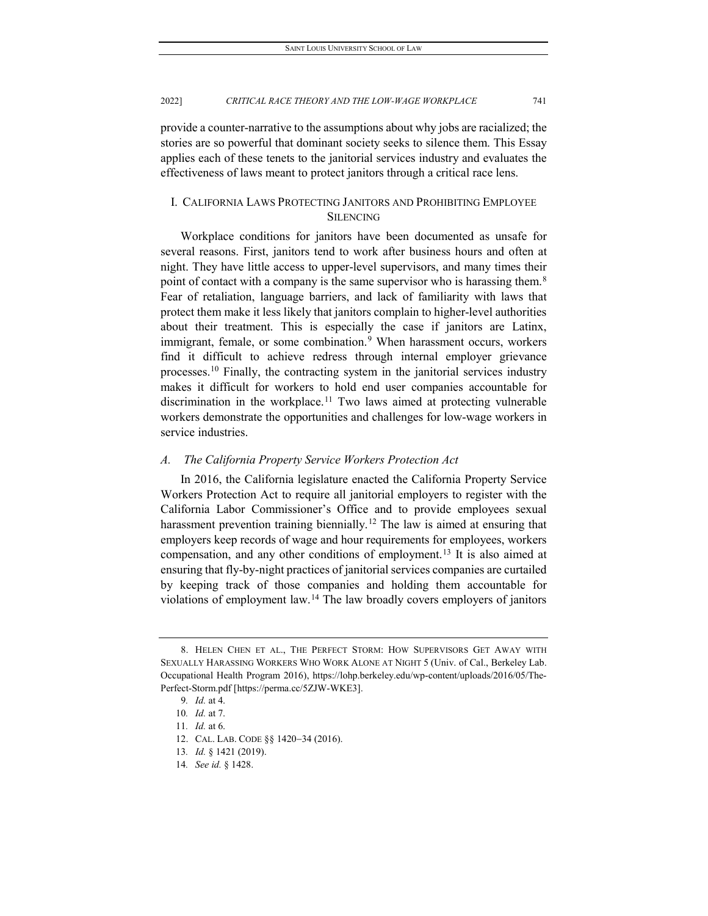provide a counter-narrative to the assumptions about why jobs are racialized; the stories are so powerful that dominant society seeks to silence them. This Essay applies each of these tenets to the janitorial services industry and evaluates the effectiveness of laws meant to protect janitors through a critical race lens.

## I. California Laws Protecting Janitors and Prohibiting Employee Silencing

Workplace conditions for janitors have been documented as unsafe for several reasons. First, janitors tend to work after business hours and often at night. They have little access to upper-level supervisors, and many times their point of contact with a company is the same supervisor who is harassing them.[8] Fear of retaliation, language barriers, and lack of familiarity with laws that protect them make it less likely that janitors complain to higher-level authorities about their treatment. This is especially the case if janitors are Latinx, immigrant, female, or some combination.[9] When harassment occurs, workers find it difficult to achieve redress through internal employer grievance processes.[10] Finally, the contracting system in the janitorial services industry makes it difficult for workers to hold end user companies accountable for discrimination in the workplace.[11] Two laws aimed at protecting vulnerable workers demonstrate the opportunities and challenges for low-wage workers in service industries.

### *A. The California Property Service Workers Protection Act*

In 2016, the California legislature enacted the California Property Service Workers Protection Act to require all janitorial employers to register with the California Labor Commissioner's Office and to provide employees sexual harassment prevention training biennially.[12] The law is aimed at ensuring that employers keep records of wage and hour requirements for employees, workers compensation, and any other conditions of employment.[13] It is also aimed at ensuring that fly-by-night practices of janitorial services companies are curtailed by keeping track of those companies and holding them accountable for violations of employment law.[14] The law broadly covers employers of janitors

---

8. Helen Chen et al., The Perfect Storm: How Supervisors Get Away with Sexually Harassing Workers Who Work Alone at Night 5 (Univ. of Cal., Berkeley Lab. Occupational Health Program 2016), https://lohp.berkeley.edu/wp-content/uploads/2016/05/The-Perfect-Storm.pdf [https://perma.cc/5ZJW-WKE3].

9. *Id.* at 4.

10. *Id.* at 7.

11. *Id.* at 6.

12. Cal. Lab. Code §§ 1420–34 (2016).

13. *Id.* § 1421 (2019).

14. *See id.* § 1428.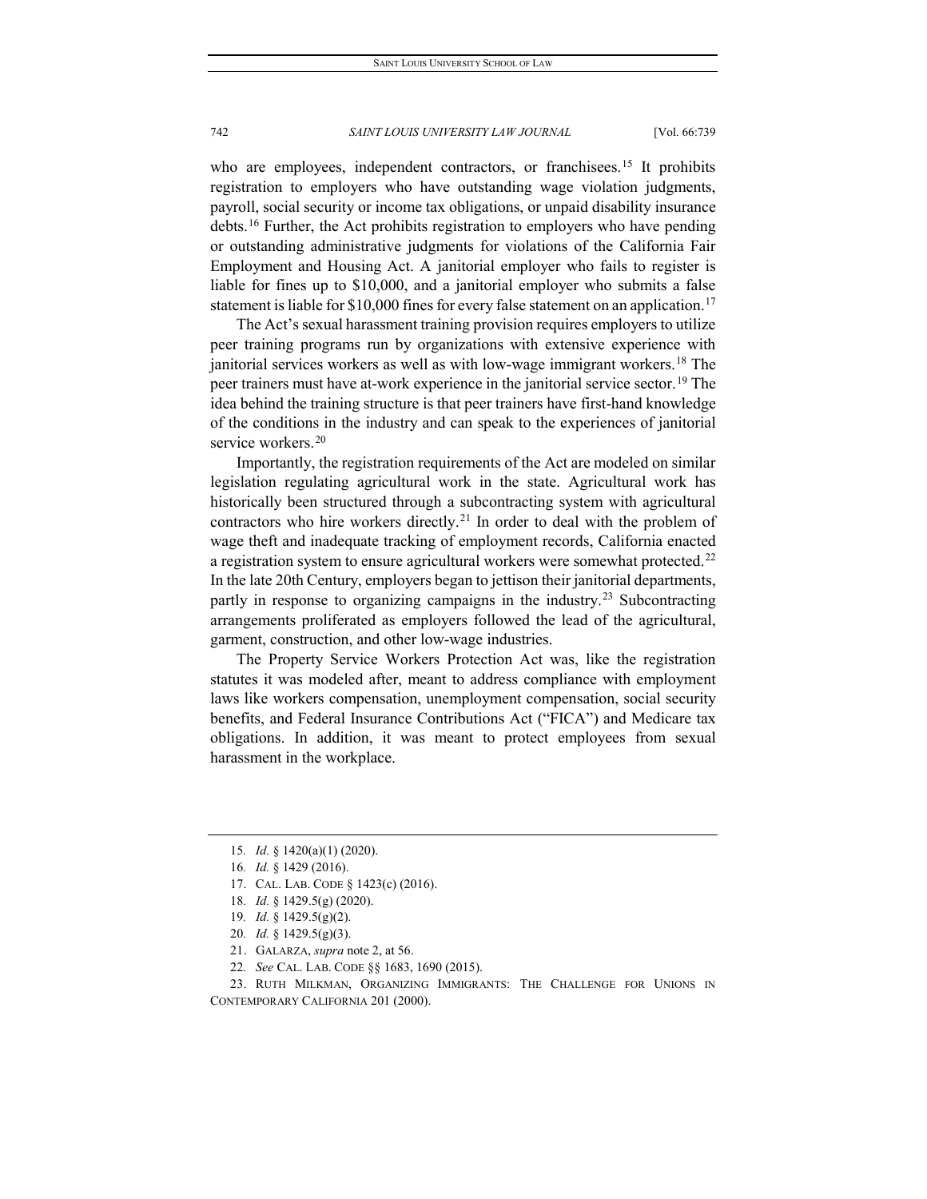who are employees, independent contractors, or franchisees.[15] It prohibits registration to employers who have outstanding wage violation judgments, payroll, social security or income tax obligations, or unpaid disability insurance debts.[16] Further, the Act prohibits registration to employers who have pending or outstanding administrative judgments for violations of the California Fair Employment and Housing Act. A janitorial employer who fails to register is liable for fines up to $10,000, and a janitorial employer who submits a false statement is liable for $10,000 fines for every false statement on an application.[17]

The Act's sexual harassment training provision requires employers to utilize peer training programs run by organizations with extensive experience with janitorial services workers as well as with low-wage immigrant workers.[18] The peer trainers must have at-work experience in the janitorial service sector.[19] The idea behind the training structure is that peer trainers have first-hand knowledge of the conditions in the industry and can speak to the experiences of janitorial service workers.[20]

Importantly, the registration requirements of the Act are modeled on similar legislation regulating agricultural work in the state. Agricultural work has historically been structured through a subcontracting system with agricultural contractors who hire workers directly.[21] In order to deal with the problem of wage theft and inadequate tracking of employment records, California enacted a registration system to ensure agricultural workers were somewhat protected.[22] In the late 20th Century, employers began to jettison their janitorial departments, partly in response to organizing campaigns in the industry.[23] Subcontracting arrangements proliferated as employers followed the lead of the agricultural, garment, construction, and other low-wage industries.

The Property Service Workers Protection Act was, like the registration statutes it was modeled after, meant to address compliance with employment laws like workers compensation, unemployment compensation, social security benefits, and Federal Insurance Contributions Act ("FICA") and Medicare tax obligations. In addition, it was meant to protect employees from sexual harassment in the workplace.

---

15. *Id.* § 1420(a)(1) (2020).

16. *Id.* § 1429 (2016).

17. CAL. LAB. CODE § 1423(c) (2016).

18. *Id.* § 1429.5(g) (2020).

19. *Id.* § 1429.5(g)(2).

20. *Id.* § 1429.5(g)(3).

21. GALARZA, *supra* note 2, at 56.

22. *See* CAL. LAB. CODE §§ 1683, 1690 (2015).

23. RUTH MILKMAN, ORGANIZING IMMIGRANTS: THE CHALLENGE FOR UNIONS IN CONTEMPORARY CALIFORNIA 201 (2000).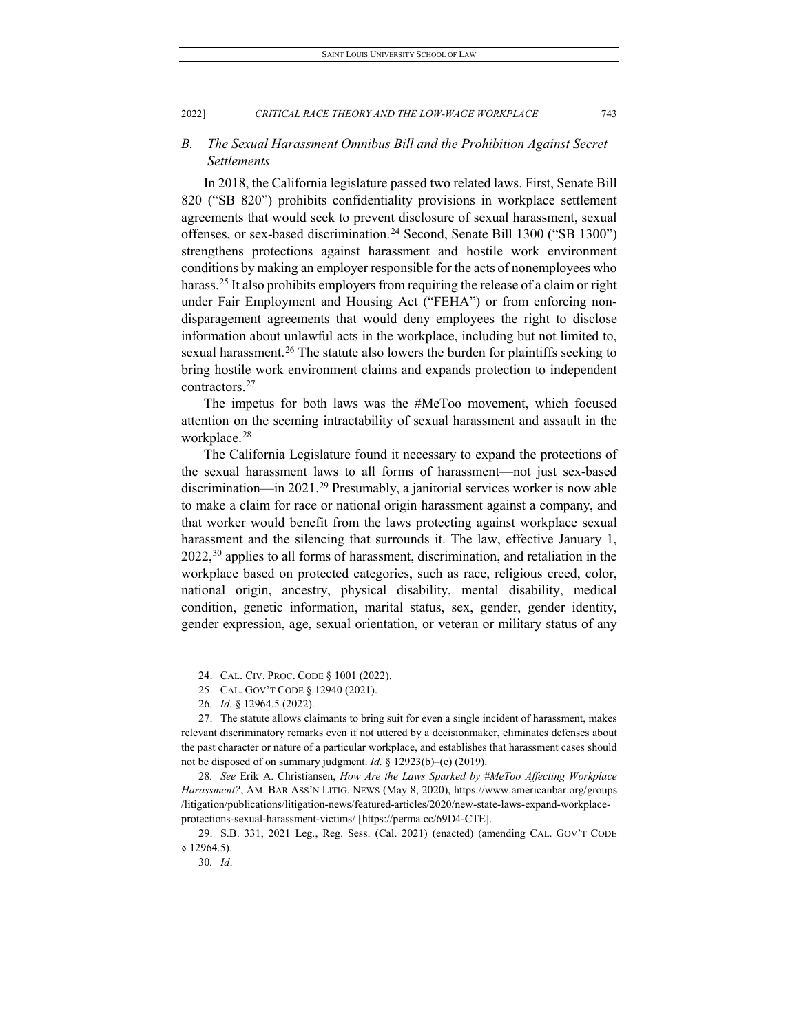### *B. The Sexual Harassment Omnibus Bill and the Prohibition Against Secret Settlements*

In 2018, the California legislature passed two related laws. First, Senate Bill 820 ("SB 820") prohibits confidentiality provisions in workplace settlement agreements that would seek to prevent disclosure of sexual harassment, sexual offenses, or sex-based discrimination.[24] Second, Senate Bill 1300 ("SB 1300") strengthens protections against harassment and hostile work environment conditions by making an employer responsible for the acts of nonemployees who harass.[25] It also prohibits employers from requiring the release of a claim or right under Fair Employment and Housing Act ("FEHA") or from enforcing non-disparagement agreements that would deny employees the right to disclose information about unlawful acts in the workplace, including but not limited to, sexual harassment.[26] The statute also lowers the burden for plaintiffs seeking to bring hostile work environment claims and expands protection to independent contractors.[27]

The impetus for both laws was the #MeToo movement, which focused attention on the seeming intractability of sexual harassment and assault in the workplace.[28]

The California Legislature found it necessary to expand the protections of the sexual harassment laws to all forms of harassment—not just sex-based discrimination—in 2021.[29] Presumably, a janitorial services worker is now able to make a claim for race or national origin harassment against a company, and that worker would benefit from the laws protecting against workplace sexual harassment and the silencing that surrounds it. The law, effective January 1, 2022,[30] applies to all forms of harassment, discrimination, and retaliation in the workplace based on protected categories, such as race, religious creed, color, national origin, ancestry, physical disability, mental disability, medical condition, genetic information, marital status, sex, gender, gender identity, gender expression, age, sexual orientation, or veteran or military status of any

---

24. CAL. CIV. PROC. CODE § 1001 (2022).

25. CAL. GOV'T CODE § 12940 (2021).

26. *Id.* § 12964.5 (2022).

27. The statute allows claimants to bring suit for even a single incident of harassment, makes relevant discriminatory remarks even if not uttered by a decisionmaker, eliminates defenses about the past character or nature of a particular workplace, and establishes that harassment cases should not be disposed of on summary judgment. *Id.* § 12923(b)–(e) (2019).

28. *See* Erik A. Christiansen, *How Are the Laws Sparked by #MeToo Affecting Workplace Harassment?*, AM. BAR ASS'N LITIG. NEWS (May 8, 2020), https://www.americanbar.org/groups/litigation/publications/litigation-news/featured-articles/2020/new-state-laws-expand-workplace-protections-sexual-harassment-victims/ [https://perma.cc/69D4-CTE].

29. S.B. 331, 2021 Leg., Reg. Sess. (Cal. 2021) (enacted) (amending CAL. GOV'T CODE § 12964.5).

30. *Id*.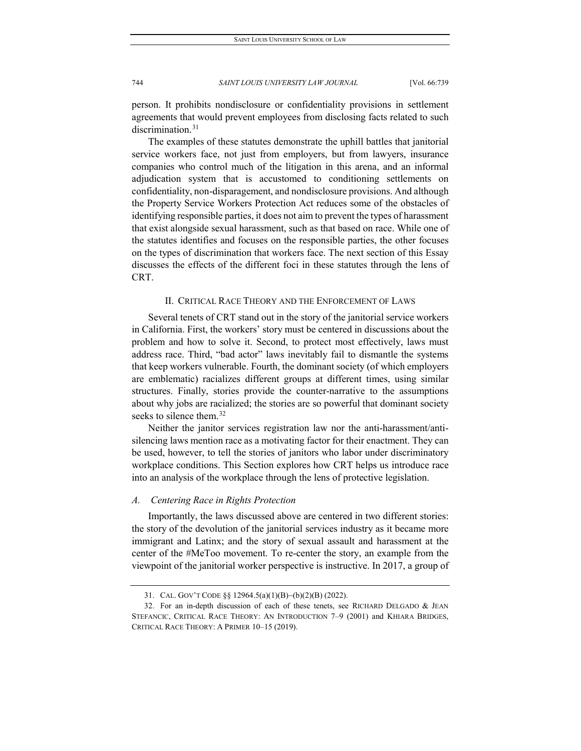person. It prohibits nondisclosure or confidentiality provisions in settlement agreements that would prevent employees from disclosing facts related to such discrimination.[31]

The examples of these statutes demonstrate the uphill battles that janitorial service workers face, not just from employers, but from lawyers, insurance companies who control much of the litigation in this arena, and an informal adjudication system that is accustomed to conditioning settlements on confidentiality, non-disparagement, and nondisclosure provisions. And although the Property Service Workers Protection Act reduces some of the obstacles of identifying responsible parties, it does not aim to prevent the types of harassment that exist alongside sexual harassment, such as that based on race. While one of the statutes identifies and focuses on the responsible parties, the other focuses on the types of discrimination that workers face. The next section of this Essay discusses the effects of the different foci in these statutes through the lens of CRT.

## II. CRITICAL RACE THEORY AND THE ENFORCEMENT OF LAWS

Several tenets of CRT stand out in the story of the janitorial service workers in California. First, the workers' story must be centered in discussions about the problem and how to solve it. Second, to protect most effectively, laws must address race. Third, "bad actor" laws inevitably fail to dismantle the systems that keep workers vulnerable. Fourth, the dominant society (of which employers are emblematic) racializes different groups at different times, using similar structures. Finally, stories provide the counter-narrative to the assumptions about why jobs are racialized; the stories are so powerful that dominant society seeks to silence them.[32]

Neither the janitor services registration law nor the anti-harassment/anti-silencing laws mention race as a motivating factor for their enactment. They can be used, however, to tell the stories of janitors who labor under discriminatory workplace conditions. This Section explores how CRT helps us introduce race into an analysis of the workplace through the lens of protective legislation.

### *A. Centering Race in Rights Protection*

Importantly, the laws discussed above are centered in two different stories: the story of the devolution of the janitorial services industry as it became more immigrant and Latinx; and the story of sexual assault and harassment at the center of the #MeToo movement. To re-center the story, an example from the viewpoint of the janitorial worker perspective is instructive. In 2017, a group of

---

31. CAL. GOV'T CODE §§ 12964.5(a)(1)(B)–(b)(2)(B) (2022).

32. For an in-depth discussion of each of these tenets, see RICHARD DELGADO & JEAN STEFANCIC, CRITICAL RACE THEORY: AN INTRODUCTION 7–9 (2001) and KHIARA BRIDGES, CRITICAL RACE THEORY: A PRIMER 10–15 (2019).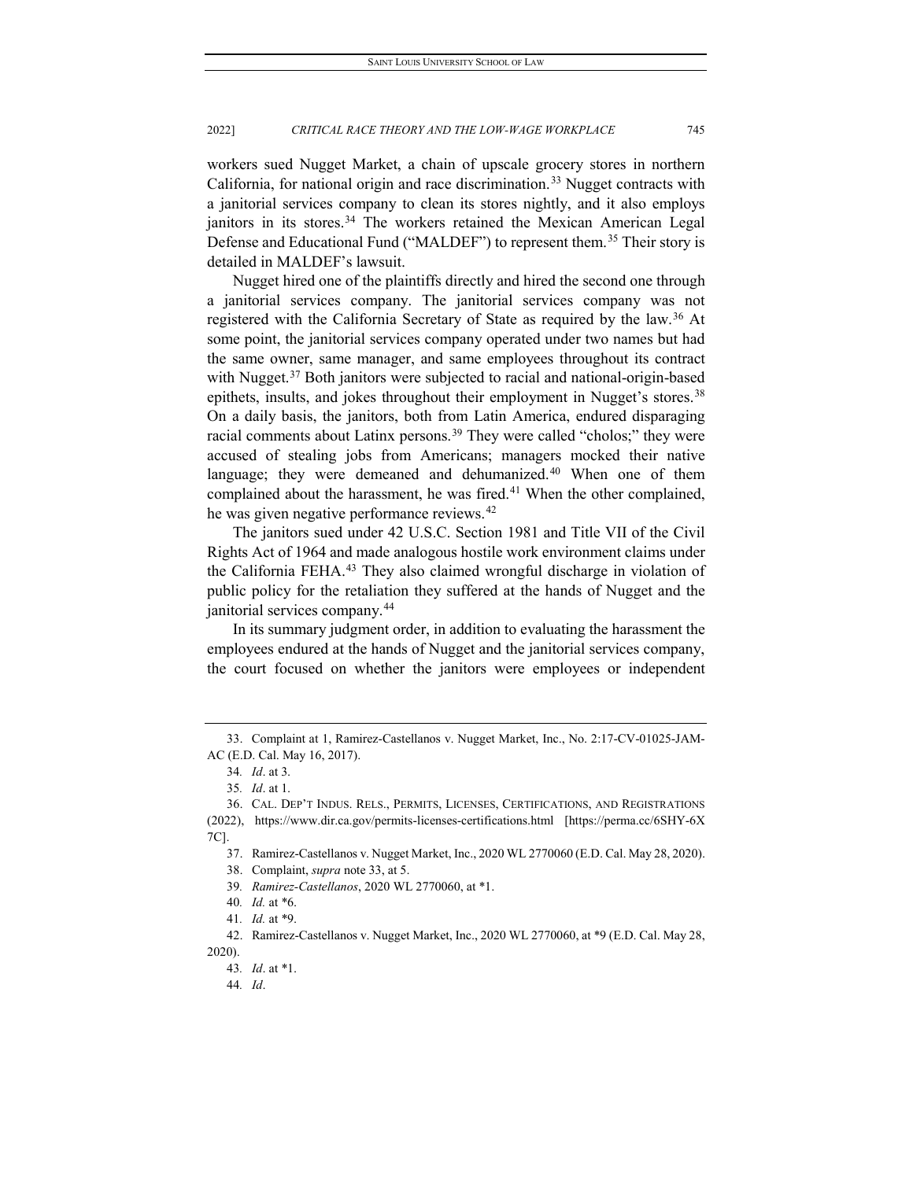workers sued Nugget Market, a chain of upscale grocery stores in northern California, for national origin and race discrimination.[33] Nugget contracts with a janitorial services company to clean its stores nightly, and it also employs janitors in its stores.[34] The workers retained the Mexican American Legal Defense and Educational Fund ("MALDEF") to represent them.[35] Their story is detailed in MALDEF's lawsuit.

Nugget hired one of the plaintiffs directly and hired the second one through a janitorial services company. The janitorial services company was not registered with the California Secretary of State as required by the law.[36] At some point, the janitorial services company operated under two names but had the same owner, same manager, and same employees throughout its contract with Nugget.[37] Both janitors were subjected to racial and national-origin-based epithets, insults, and jokes throughout their employment in Nugget's stores.[38] On a daily basis, the janitors, both from Latin America, endured disparaging racial comments about Latinx persons.[39] They were called "cholos;" they were accused of stealing jobs from Americans; managers mocked their native language; they were demeaned and dehumanized.[40] When one of them complained about the harassment, he was fired.[41] When the other complained, he was given negative performance reviews.[42]

The janitors sued under 42 U.S.C. Section 1981 and Title VII of the Civil Rights Act of 1964 and made analogous hostile work environment claims under the California FEHA.[43] They also claimed wrongful discharge in violation of public policy for the retaliation they suffered at the hands of Nugget and the janitorial services company.[44]

In its summary judgment order, in addition to evaluating the harassment the employees endured at the hands of Nugget and the janitorial services company, the court focused on whether the janitors were employees or independent

---

33. Complaint at 1, Ramirez-Castellanos v. Nugget Market, Inc., No. 2:17-CV-01025-JAM-AC (E.D. Cal. May 16, 2017).

34. *Id*. at 3.

35. *Id*. at 1.

36. CAL. DEP'T INDUS. RELS., PERMITS, LICENSES, CERTIFICATIONS, AND REGISTRATIONS (2022), https://www.dir.ca.gov/permits-licenses-certifications.html [https://perma.cc/6SHY-6X7C].

37. Ramirez-Castellanos v. Nugget Market, Inc., 2020 WL 2770060 (E.D. Cal. May 28, 2020).

38. Complaint, *supra* note 33, at 5.

39. *Ramirez-Castellanos*, 2020 WL 2770060, at *1.

40. *Id.* at *6.

41. *Id.* at *9.

42. Ramirez-Castellanos v. Nugget Market, Inc., 2020 WL 2770060, at *9 (E.D. Cal. May 28, 2020).

43. *Id*. at *1.

44. *Id*.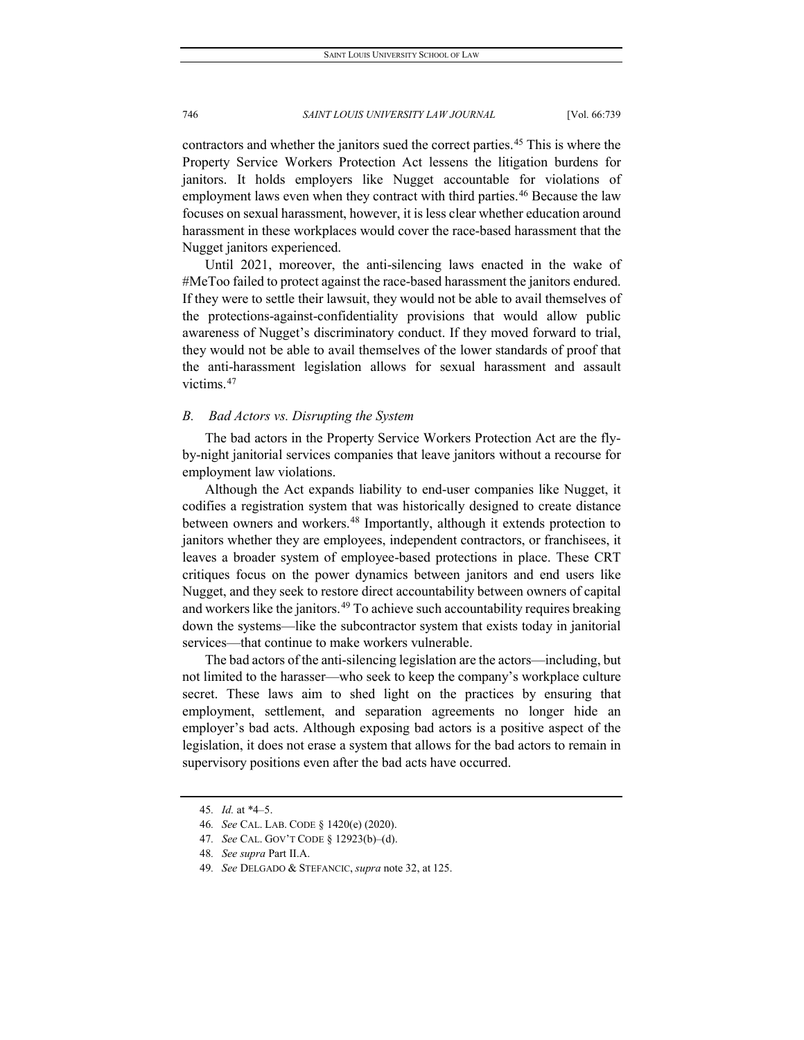contractors and whether the janitors sued the correct parties.[45] This is where the Property Service Workers Protection Act lessens the litigation burdens for janitors. It holds employers like Nugget accountable for violations of employment laws even when they contract with third parties.[46] Because the law focuses on sexual harassment, however, it is less clear whether education around harassment in these workplaces would cover the race-based harassment that the Nugget janitors experienced.

Until 2021, moreover, the anti-silencing laws enacted in the wake of #MeToo failed to protect against the race-based harassment the janitors endured. If they were to settle their lawsuit, they would not be able to avail themselves of the protections-against-confidentiality provisions that would allow public awareness of Nugget's discriminatory conduct. If they moved forward to trial, they would not be able to avail themselves of the lower standards of proof that the anti-harassment legislation allows for sexual harassment and assault victims.[47]

### *B. Bad Actors vs. Disrupting the System*

The bad actors in the Property Service Workers Protection Act are the fly-by-night janitorial services companies that leave janitors without a recourse for employment law violations.

Although the Act expands liability to end-user companies like Nugget, it codifies a registration system that was historically designed to create distance between owners and workers.[48] Importantly, although it extends protection to janitors whether they are employees, independent contractors, or franchisees, it leaves a broader system of employee-based protections in place. These CRT critiques focus on the power dynamics between janitors and end users like Nugget, and they seek to restore direct accountability between owners of capital and workers like the janitors.[49] To achieve such accountability requires breaking down the systems—like the subcontractor system that exists today in janitorial services—that continue to make workers vulnerable.

The bad actors of the anti-silencing legislation are the actors—including, but not limited to the harasser—who seek to keep the company's workplace culture secret. These laws aim to shed light on the practices by ensuring that employment, settlement, and separation agreements no longer hide an employer's bad acts. Although exposing bad actors is a positive aspect of the legislation, it does not erase a system that allows for the bad actors to remain in supervisory positions even after the bad acts have occurred.

---

45. *Id.* at *4–5.

46. *See* CAL. LAB. CODE § 1420(e) (2020).

47. *See* CAL. GOV'T CODE § 12923(b)–(d).

48. *See supra* Part II.A.

49. *See* DELGADO & STEFANCIC, *supra* note 32, at 125.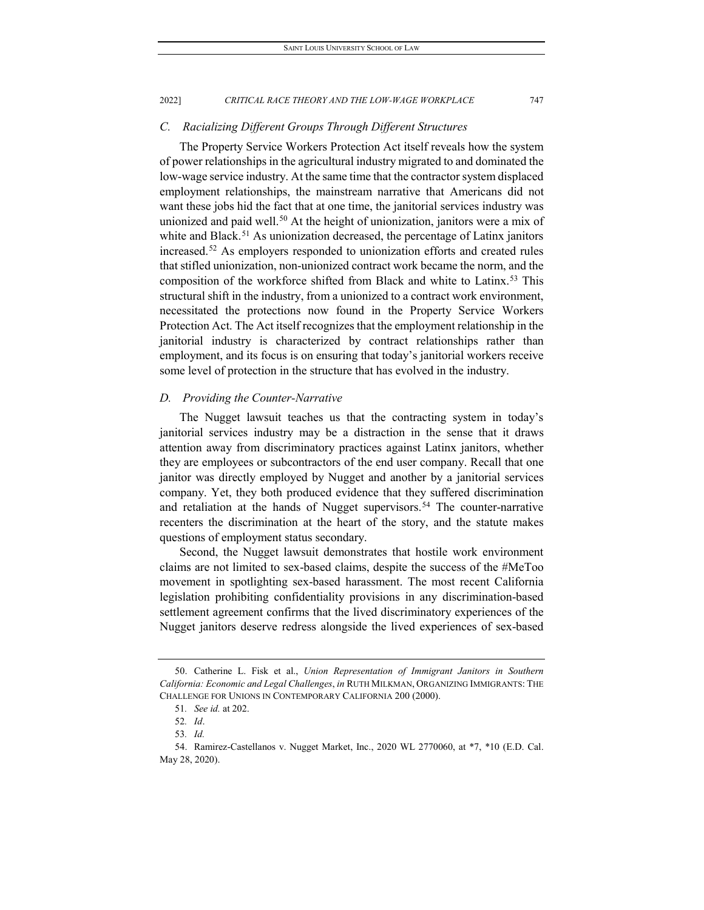### *C. Racializing Different Groups Through Different Structures*

The Property Service Workers Protection Act itself reveals how the system of power relationships in the agricultural industry migrated to and dominated the low-wage service industry. At the same time that the contractor system displaced employment relationships, the mainstream narrative that Americans did not want these jobs hid the fact that at one time, the janitorial services industry was unionized and paid well.[50] At the height of unionization, janitors were a mix of white and Black.[51] As unionization decreased, the percentage of Latinx janitors increased.[52] As employers responded to unionization efforts and created rules that stifled unionization, non-unionized contract work became the norm, and the composition of the workforce shifted from Black and white to Latinx.[53] This structural shift in the industry, from a unionized to a contract work environment, necessitated the protections now found in the Property Service Workers Protection Act. The Act itself recognizes that the employment relationship in the janitorial industry is characterized by contract relationships rather than employment, and its focus is on ensuring that today's janitorial workers receive some level of protection in the structure that has evolved in the industry.

### *D. Providing the Counter-Narrative*

The Nugget lawsuit teaches us that the contracting system in today's janitorial services industry may be a distraction in the sense that it draws attention away from discriminatory practices against Latinx janitors, whether they are employees or subcontractors of the end user company. Recall that one janitor was directly employed by Nugget and another by a janitorial services company. Yet, they both produced evidence that they suffered discrimination and retaliation at the hands of Nugget supervisors.[54] The counter-narrative recenters the discrimination at the heart of the story, and the statute makes questions of employment status secondary.

Second, the Nugget lawsuit demonstrates that hostile work environment claims are not limited to sex-based claims, despite the success of the #MeToo movement in spotlighting sex-based harassment. The most recent California legislation prohibiting confidentiality provisions in any discrimination-based settlement agreement confirms that the lived discriminatory experiences of the Nugget janitors deserve redress alongside the lived experiences of sex-based

---

50. Catherine L. Fisk et al., *Union Representation of Immigrant Janitors in Southern California: Economic and Legal Challenges*, *in* RUTH MILKMAN, ORGANIZING IMMIGRANTS: THE CHALLENGE FOR UNIONS IN CONTEMPORARY CALIFORNIA 200 (2000).

51. *See id.* at 202.

52. *Id*.

53. *Id.*

54. Ramirez-Castellanos v. Nugget Market, Inc., 2020 WL 2770060, at *7, *10 (E.D. Cal. May 28, 2020).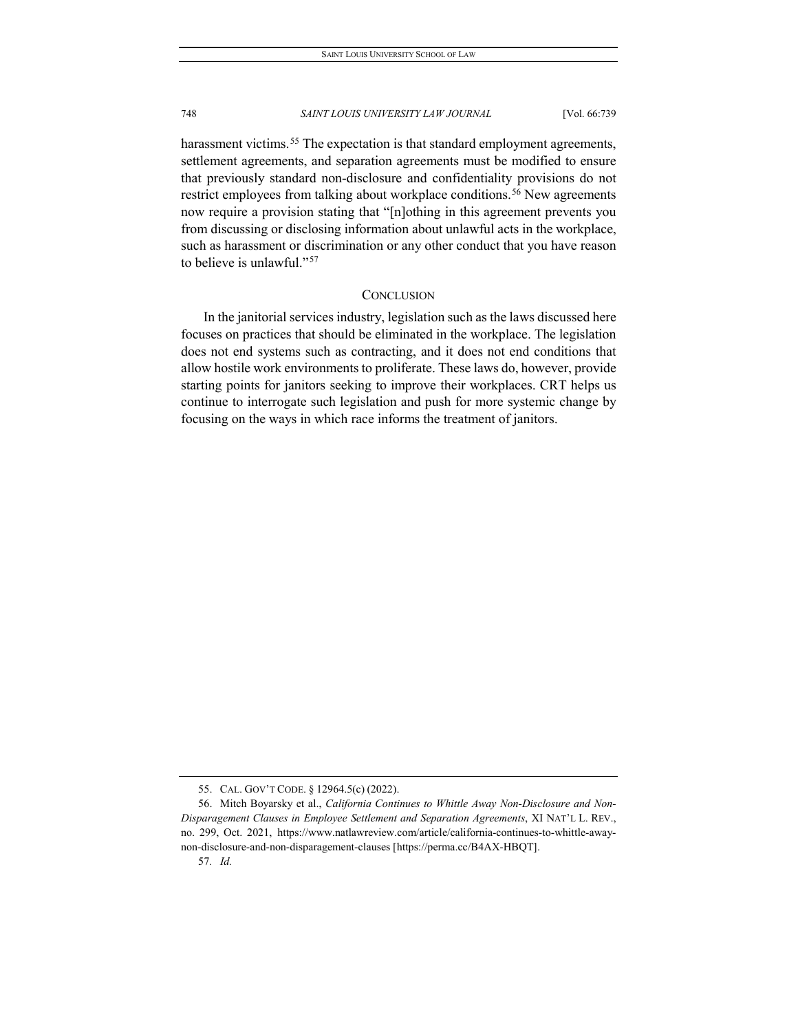harassment victims.[55] The expectation is that standard employment agreements, settlement agreements, and separation agreements must be modified to ensure that previously standard non-disclosure and confidentiality provisions do not restrict employees from talking about workplace conditions.[56] New agreements now require a provision stating that "[n]othing in this agreement prevents you from discussing or disclosing information about unlawful acts in the workplace, such as harassment or discrimination or any other conduct that you have reason to believe is unlawful."[57]

## CONCLUSION

In the janitorial services industry, legislation such as the laws discussed here focuses on practices that should be eliminated in the workplace. The legislation does not end systems such as contracting, and it does not end conditions that allow hostile work environments to proliferate. These laws do, however, provide starting points for janitors seeking to improve their workplaces. CRT helps us continue to interrogate such legislation and push for more systemic change by focusing on the ways in which race informs the treatment of janitors.

---

55. CAL. GOV'T CODE. § 12964.5(c) (2022).

56. Mitch Boyarsky et al., *California Continues to Whittle Away Non-Disclosure and Non-Disparagement Clauses in Employee Settlement and Separation Agreements*, XI NAT'L L. REV., no. 299, Oct. 2021, https://www.natlawreview.com/article/california-continues-to-whittle-away-non-disclosure-and-non-disparagement-clauses [https://perma.cc/B4AX-HBQT].

57. *Id.*